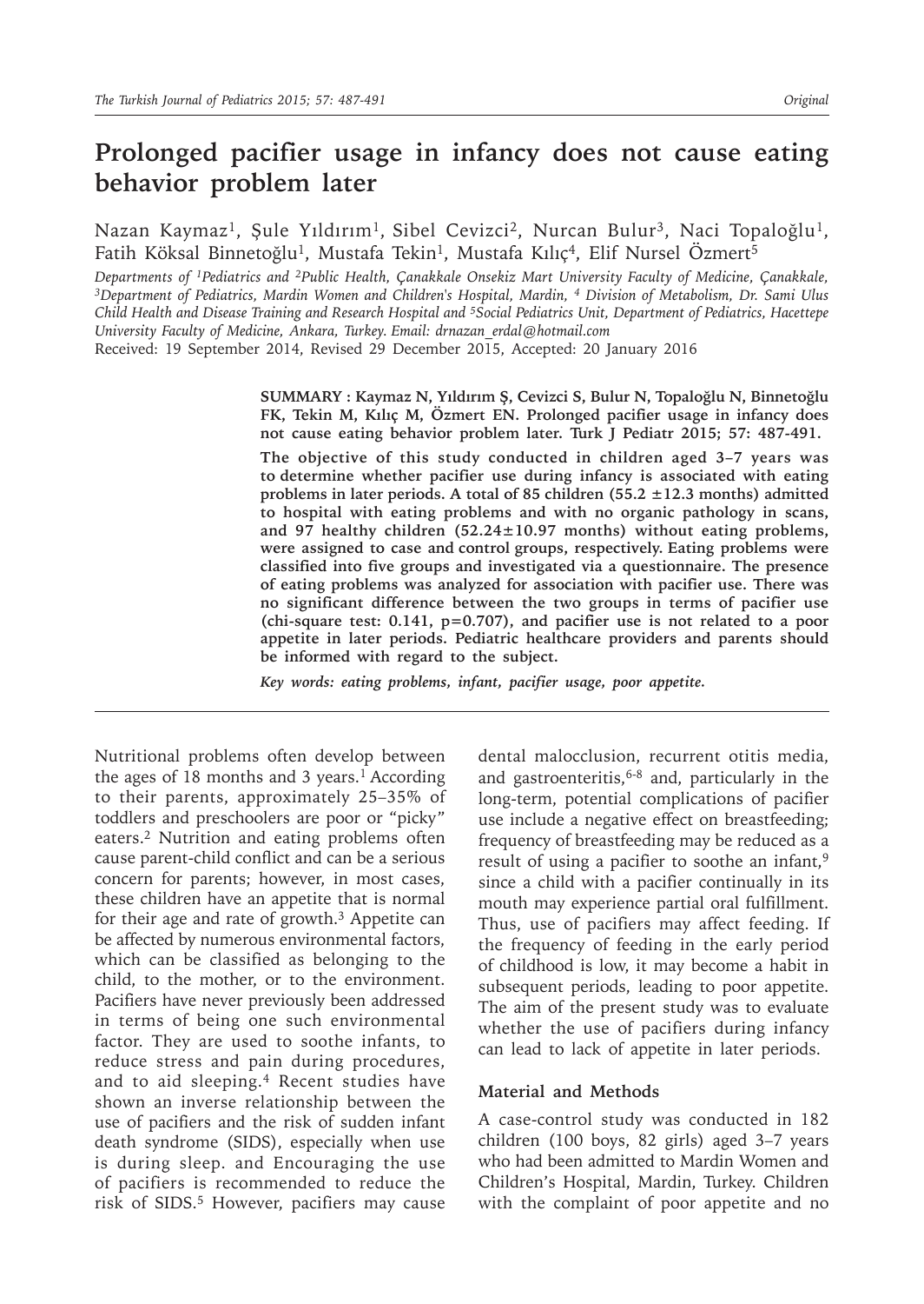# Prolonged pacifier usage in infancy does not cause eating behavior problem later

Nazan Kaymaz[1], Şule Yıldırım[1], Sibel Cevizci[2], Nurcan Bulur[3], Naci Topaloğlu[1], Fatih Köksal Binnetoğlu[1], Mustafa Tekin[1], Mustafa Kılıç[4], Elif Nursel Özmert[5]

*Departments of [1]Pediatrics and [2]Public Health, Çanakkale Onsekiz Mart University Faculty of Medicine, Çanakkale, [3]Department of Pediatrics, Mardin Women and Children's Hospital, Mardin, [4] Division of Metabolism, Dr. Sami Ulus Child Health and Disease Training and Research Hospital and [5]Social Pediatrics Unit, Department of Pediatrics, Hacettepe University Faculty of Medicine, Ankara, Turkey. Email: drnazan_erdal@hotmail.com*

Received: 19 September 2014, Revised 29 December 2015, Accepted: 20 January 2016

**SUMMARY : Kaymaz N, Yıldırım Ş, Cevizci S, Bulur N, Topaloğlu N, Binnetoğlu FK, Tekin M, Kılıç M, Özmert EN. Prolonged pacifier usage in infancy does not cause eating behavior problem later. Turk J Pediatr 2015; 57: 487-491.**

**The objective of this study conducted in children aged 3–7 years was to determine whether pacifier use during infancy is associated with eating problems in later periods. A total of 85 children (55.2 ±12.3 months) admitted to hospital with eating problems and with no organic pathology in scans, and 97 healthy children (52.24±10.97 months) without eating problems, were assigned to case and control groups, respectively. Eating problems were classified into five groups and investigated via a questionnaire. The presence of eating problems was analyzed for association with pacifier use. There was no significant difference between the two groups in terms of pacifier use (chi-square test: 0.141, p=0.707), and pacifier use is not related to a poor appetite in later periods. Pediatric healthcare providers and parents should be informed with regard to the subject.**

***Key words: eating problems, infant, pacifier usage, poor appetite.***

Nutritional problems often develop between the ages of 18 months and 3 years.[1] According to their parents, approximately 25–35% of toddlers and preschoolers are poor or "picky" eaters.[2] Nutrition and eating problems often cause parent-child conflict and can be a serious concern for parents; however, in most cases, these children have an appetite that is normal for their age and rate of growth.[3] Appetite can be affected by numerous environmental factors, which can be classified as belonging to the child, to the mother, or to the environment. Pacifiers have never previously been addressed in terms of being one such environmental factor. They are used to soothe infants, to reduce stress and pain during procedures, and to aid sleeping.[4] Recent studies have shown an inverse relationship between the use of pacifiers and the risk of sudden infant death syndrome (SIDS), especially when use is during sleep. and Encouraging the use of pacifiers is recommended to reduce the risk of SIDS.[5] However, pacifiers may cause dental malocclusion, recurrent otitis media, and gastroenteritis,[6-8] and, particularly in the long-term, potential complications of pacifier use include a negative effect on breastfeeding; frequency of breastfeeding may be reduced as a result of using a pacifier to soothe an infant,[9] since a child with a pacifier continually in its mouth may experience partial oral fulfillment. Thus, use of pacifiers may affect feeding. If the frequency of feeding in the early period of childhood is low, it may become a habit in subsequent periods, leading to poor appetite. The aim of the present study was to evaluate whether the use of pacifiers during infancy can lead to lack of appetite in later periods.

## Material and Methods

A case-control study was conducted in 182 children (100 boys, 82 girls) aged 3–7 years who had been admitted to Mardin Women and Children's Hospital, Mardin, Turkey. Children with the complaint of poor appetite and no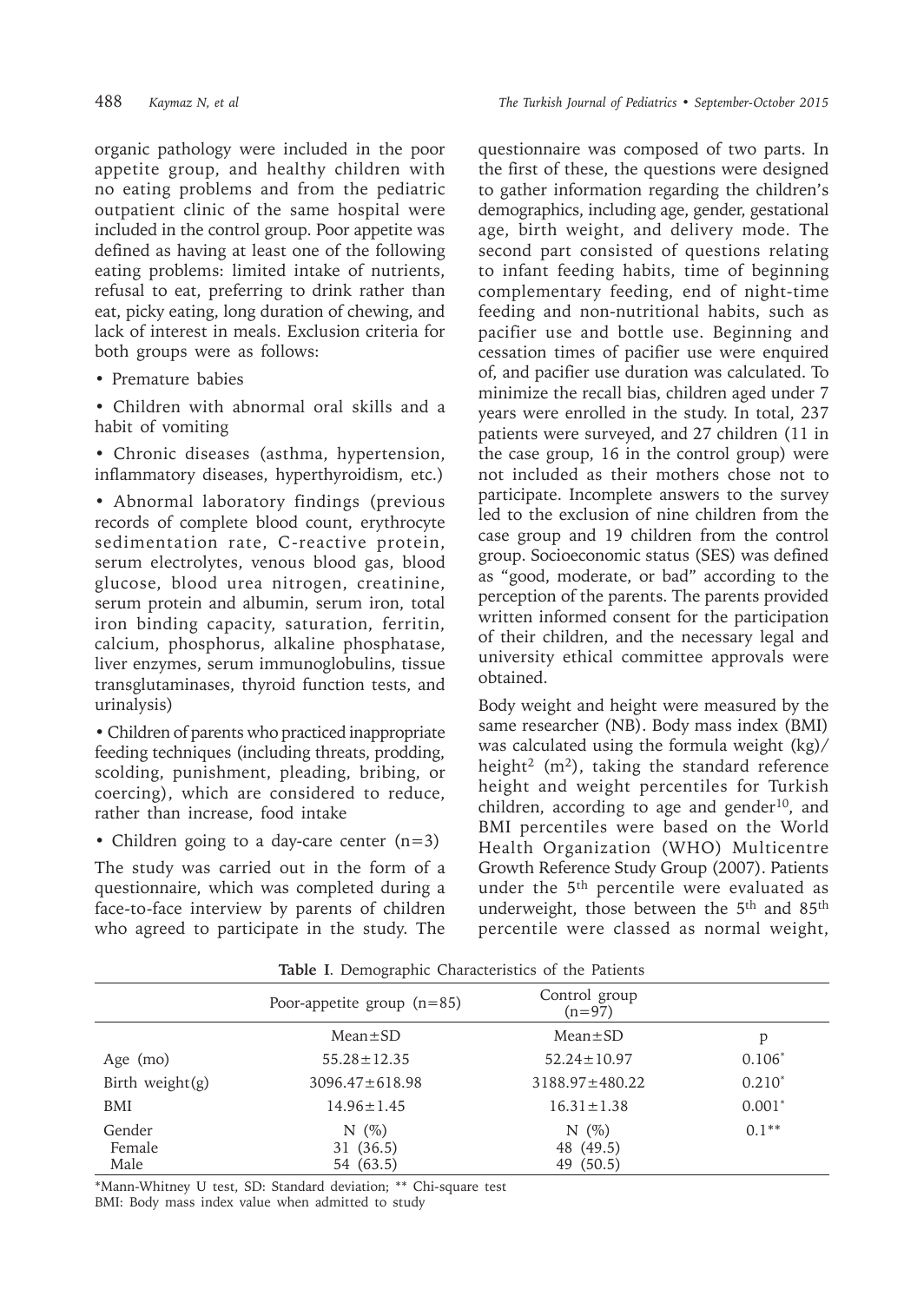organic pathology were included in the poor appetite group, and healthy children with no eating problems and from the pediatric outpatient clinic of the same hospital were included in the control group. Poor appetite was defined as having at least one of the following eating problems: limited intake of nutrients, refusal to eat, preferring to drink rather than eat, picky eating, long duration of chewing, and lack of interest in meals. Exclusion criteria for both groups were as follows:

- Premature babies
- Children with abnormal oral skills and a habit of vomiting
- Chronic diseases (asthma, hypertension, inflammatory diseases, hyperthyroidism, etc.)
- Abnormal laboratory findings (previous records of complete blood count, erythrocyte sedimentation rate, C-reactive protein, serum electrolytes, venous blood gas, blood glucose, blood urea nitrogen, creatinine, serum protein and albumin, serum iron, total iron binding capacity, saturation, ferritin, calcium, phosphorus, alkaline phosphatase, liver enzymes, serum immunoglobulins, tissue transglutaminases, thyroid function tests, and urinalysis)
- Children of parents who practiced inappropriate feeding techniques (including threats, prodding, scolding, punishment, pleading, bribing, or coercing), which are considered to reduce, rather than increase, food intake
- Children going to a day-care center (n=3)

The study was carried out in the form of a questionnaire, which was completed during a face-to-face interview by parents of children who agreed to participate in the study. The questionnaire was composed of two parts. In the first of these, the questions were designed to gather information regarding the children's demographics, including age, gender, gestational age, birth weight, and delivery mode. The second part consisted of questions relating to infant feeding habits, time of beginning complementary feeding, end of night-time feeding and non-nutritional habits, such as pacifier use and bottle use. Beginning and cessation times of pacifier use were enquired of, and pacifier use duration was calculated. To minimize the recall bias, children aged under 7 years were enrolled in the study. In total, 237 patients were surveyed, and 27 children (11 in the case group, 16 in the control group) were not included as their mothers chose not to participate. Incomplete answers to the survey led to the exclusion of nine children from the case group and 19 children from the control group. Socioeconomic status (SES) was defined as "good, moderate, or bad" according to the perception of the parents. The parents provided written informed consent for the participation of their children, and the necessary legal and university ethical committee approvals were obtained.

Body weight and height were measured by the same researcher (NB). Body mass index (BMI) was calculated using the formula weight (kg)/ height$^2$ (m$^2$), taking the standard reference height and weight percentiles for Turkish children, according to age and gender[10], and BMI percentiles were based on the World Health Organization (WHO) Multicentre Growth Reference Study Group (2007). Patients under the 5$^{th}$ percentile were evaluated as underweight, those between the 5$^{th}$ and 85$^{th}$ percentile were classed as normal weight,

**Table I**. Demographic Characteristics of the Patients

| | Poor-appetite group (n=85) | Control group (n=97) | |
|---|---|---|---|
| | Mean±SD | Mean±SD | p |
| Age (mo) | 55.28±12.35 | 52.24±10.97 | 0.106* |
| Birth weight(g) | 3096.47±618.98 | 3188.97±480.22 | 0.210* |
| BMI | 14.96±1.45 | 16.31±1.38 | 0.001* |
| Gender | N (%) | N (%) | 0.1** |
| Female | 31 (36.5) | 48 (49.5) | |
| Male | 54 (63.5) | 49 (50.5) | |

*Mann-Whitney U test, SD: Standard deviation; ** Chi-square test
BMI: Body mass index value when admitted to study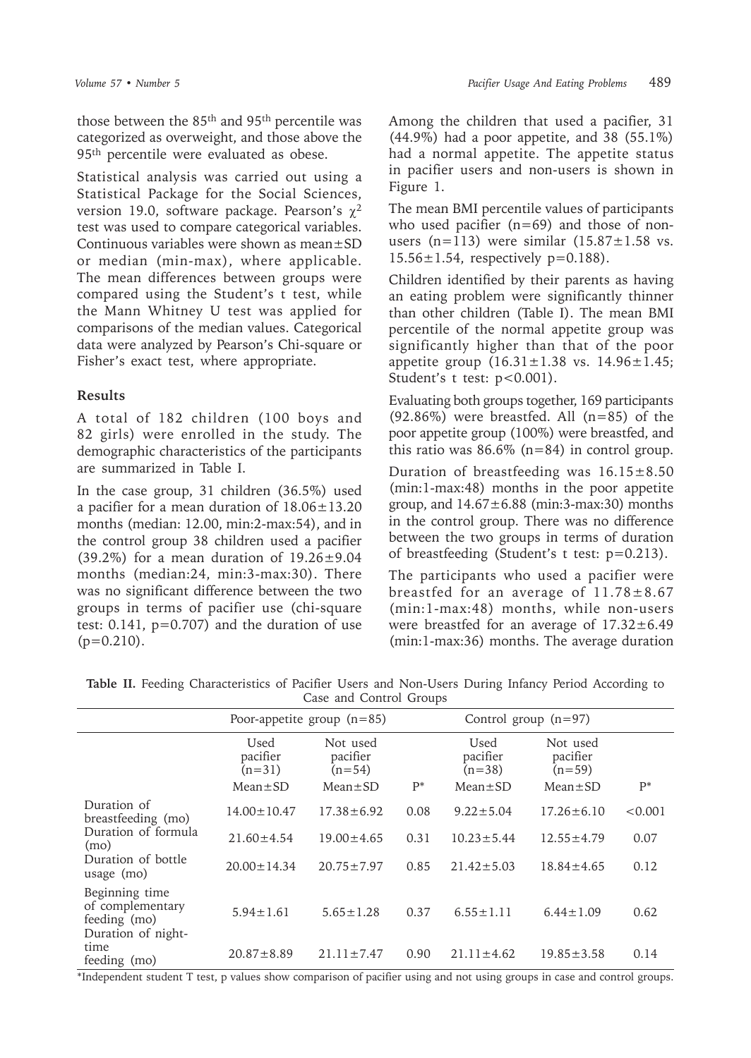those between the 85th and 95th percentile was categorized as overweight, and those above the 95th percentile were evaluated as obese.

Statistical analysis was carried out using a Statistical Package for the Social Sciences, version 19.0, software package. Pearson's $\chi^2$ test was used to compare categorical variables. Continuous variables were shown as mean±SD or median (min-max), where applicable. The mean differences between groups were compared using the Student's t test, while the Mann Whitney U test was applied for comparisons of the median values. Categorical data were analyzed by Pearson's Chi-square or Fisher's exact test, where appropriate.

## Results

A total of 182 children (100 boys and 82 girls) were enrolled in the study. The demographic characteristics of the participants are summarized in Table I.

In the case group, 31 children (36.5%) used a pacifier for a mean duration of 18.06±13.20 months (median: 12.00, min:2-max:54), and in the control group 38 children used a pacifier (39.2%) for a mean duration of 19.26±9.04 months (median:24, min:3-max:30). There was no significant difference between the two groups in terms of pacifier use (chi-square test: 0.141, p=0.707) and the duration of use (p=0.210).

Among the children that used a pacifier, 31 (44.9%) had a poor appetite, and 38 (55.1%) had a normal appetite. The appetite status in pacifier users and non-users is shown in Figure 1.

The mean BMI percentile values of participants who used pacifier (n=69) and those of non-users (n=113) were similar (15.87±1.58 vs. 15.56±1.54, respectively p=0.188).

Children identified by their parents as having an eating problem were significantly thinner than other children (Table I). The mean BMI percentile of the normal appetite group was significantly higher than that of the poor appetite group (16.31±1.38 vs. 14.96±1.45; Student's t test: p<0.001).

Evaluating both groups together, 169 participants (92.86%) were breastfed. All (n=85) of the poor appetite group (100%) were breastfed, and this ratio was 86.6% (n=84) in control group.

Duration of breastfeeding was 16.15±8.50 (min:1-max:48) months in the poor appetite group, and 14.67±6.88 (min:3-max:30) months in the control group. There was no difference between the two groups in terms of duration of breastfeeding (Student's t test: p=0.213).

The participants who used a pacifier were breastfed for an average of 11.78±8.67 (min:1-max:48) months, while non-users were breastfed for an average of 17.32±6.49 (min:1-max:36) months. The average duration

**Table II.** Feeding Characteristics of Pacifier Users and Non-Users During Infancy Period According to Case and Control Groups

| | Poor-appetite group (n=85) | | | Control group (n=97) | | |
|---|---|---|---|---|---|---|
| | Used pacifier (n=31) | Not used pacifier (n=54) | | Used pacifier (n=38) | Not used pacifier (n=59) | |
| | Mean±SD | Mean±SD | P* | Mean±SD | Mean±SD | P* |
| Duration of breastfeeding (mo) | 14.00±10.47 | 17.38±6.92 | 0.08 | 9.22±5.04 | 17.26±6.10 | <0.001 |
| Duration of formula (mo) | 21.60±4.54 | 19.00±4.65 | 0.31 | 10.23±5.44 | 12.55±4.79 | 0.07 |
| Duration of bottle usage (mo) | 20.00±14.34 | 20.75±7.97 | 0.85 | 21.42±5.03 | 18.84±4.65 | 0.12 |
| Beginning time of complementary feeding (mo) | 5.94±1.61 | 5.65±1.28 | 0.37 | 6.55±1.11 | 6.44±1.09 | 0.62 |
| Duration of night-time feeding (mo) | 20.87±8.89 | 21.11±7.47 | 0.90 | 21.11±4.62 | 19.85±3.58 | 0.14 |

*Independent student T test, p values show comparison of pacifier using and not using groups in case and control groups.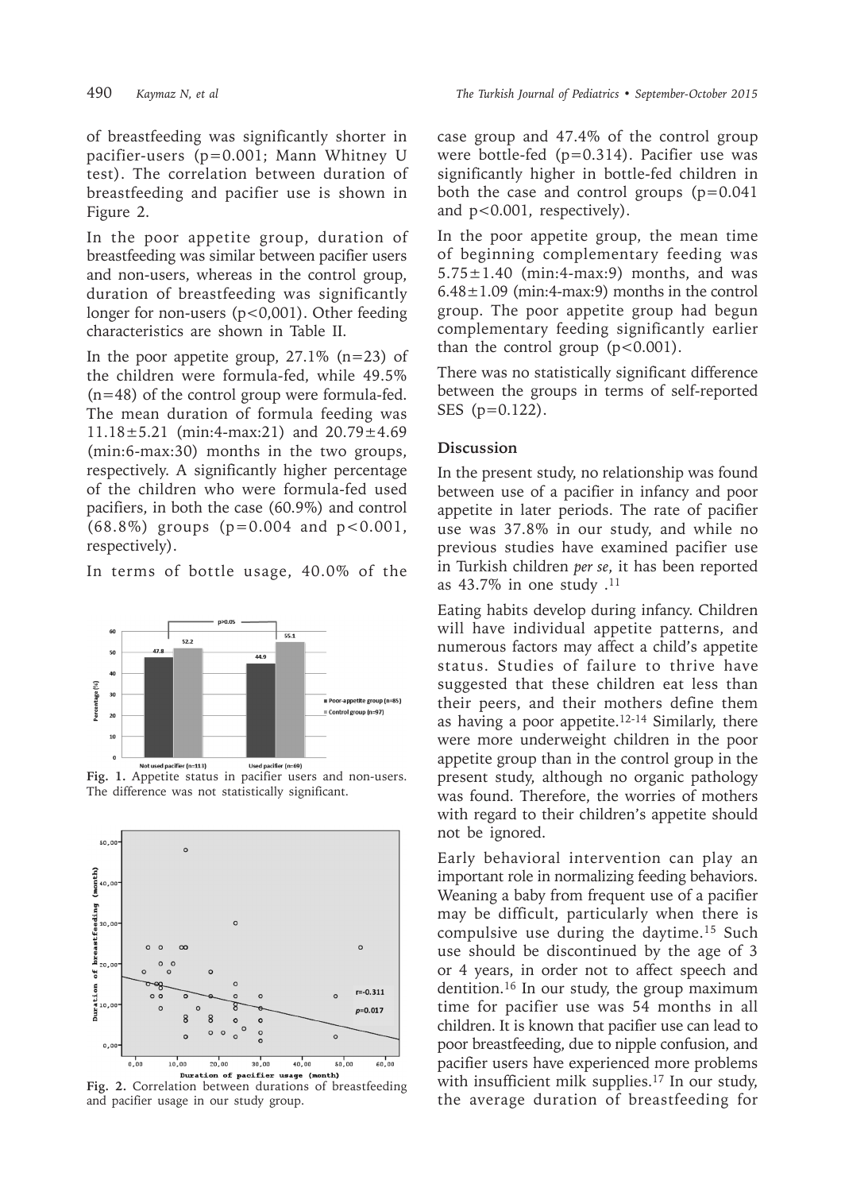of breastfeeding was significantly shorter in pacifier-users ($p=0.001$; Mann Whitney U test). The correlation between duration of breastfeeding and pacifier use is shown in Figure 2.

In the poor appetite group, duration of breastfeeding was similar between pacifier users and non-users, whereas in the control group, duration of breastfeeding was significantly longer for non-users ($p<0,001$). Other feeding characteristics are shown in Table II.

In the poor appetite group, 27.1% (n=23) of the children were formula-fed, while 49.5% (n=48) of the control group were formula-fed. The mean duration of formula feeding was 11.18±5.21 (min:4-max:21) and 20.79±4.69 (min:6-max:30) months in the two groups, respectively. A significantly higher percentage of the children who were formula-fed used pacifiers, in both the case (60.9%) and control (68.8%) groups ($p=0.004$ and $p<0.001$, respectively).

In terms of bottle usage, 40.0% of the case group and 47.4% of the control group were bottle-fed ($p=0.314$). Pacifier use was significantly higher in bottle-fed children in both the case and control groups ($p=0.041$ and $p<0.001$, respectively).

Fig. 1. Appetite status in pacifier users and non-users. The difference was not statistically significant.

Fig. 2. Correlation between durations of breastfeeding and pacifier usage in our study group.

In the poor appetite group, the mean time of beginning complementary feeding was 5.75±1.40 (min:4-max:9) months, and was 6.48±1.09 (min:4-max:9) months in the control group. The poor appetite group had begun complementary feeding significantly earlier than the control group ($p<0.001$).

There was no statistically significant difference between the groups in terms of self-reported SES ($p=0.122$).

## Discussion

In the present study, no relationship was found between use of a pacifier in infancy and poor appetite in later periods. The rate of pacifier use was 37.8% in our study, and while no previous studies have examined pacifier use in Turkish children *per se*, it has been reported as 43.7% in one study .[11]

Eating habits develop during infancy. Children will have individual appetite patterns, and numerous factors may affect a child's appetite status. Studies of failure to thrive have suggested that these children eat less than their peers, and their mothers define them as having a poor appetite.[12-14] Similarly, there were more underweight children in the poor appetite group than in the control group in the present study, although no organic pathology was found. Therefore, the worries of mothers with regard to their children's appetite should not be ignored.

Early behavioral intervention can play an important role in normalizing feeding behaviors. Weaning a baby from frequent use of a pacifier may be difficult, particularly when there is compulsive use during the daytime.[15] Such use should be discontinued by the age of 3 or 4 years, in order not to affect speech and dentition.[16] In our study, the group maximum time for pacifier use was 54 months in all children. It is known that pacifier use can lead to poor breastfeeding, due to nipple confusion, and pacifier users have experienced more problems with insufficient milk supplies.[17] In our study, the average duration of breastfeeding for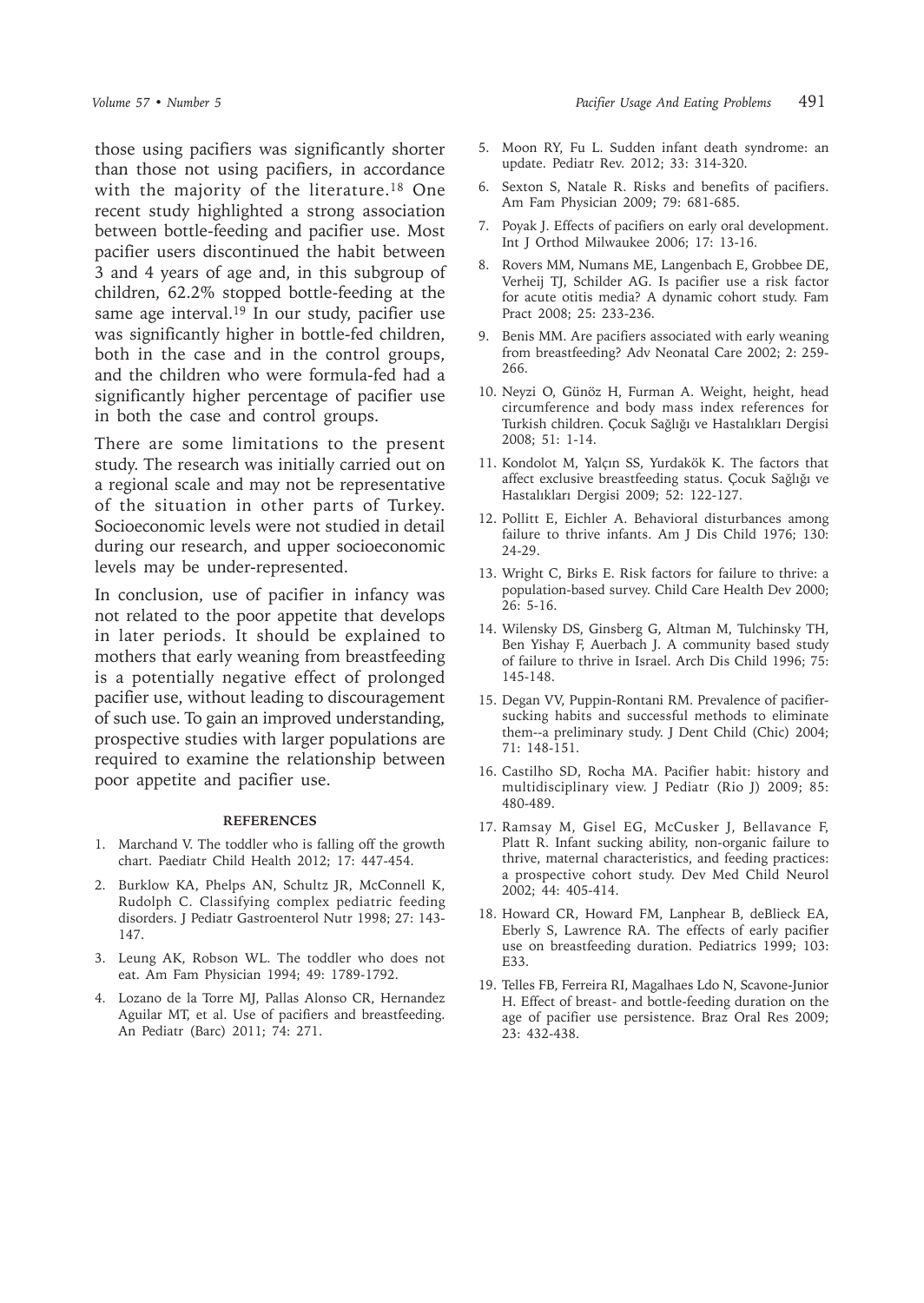those using pacifiers was significantly shorter than those not using pacifiers, in accordance with the majority of the literature.[18] One recent study highlighted a strong association between bottle-feeding and pacifier use. Most pacifier users discontinued the habit between 3 and 4 years of age and, in this subgroup of children, 62.2% stopped bottle-feeding at the same age interval.[19] In our study, pacifier use was significantly higher in bottle-fed children, both in the case and in the control groups, and the children who were formula-fed had a significantly higher percentage of pacifier use in both the case and control groups.

There are some limitations to the present study. The research was initially carried out on a regional scale and may not be representative of the situation in other parts of Turkey. Socioeconomic levels were not studied in detail during our research, and upper socioeconomic levels may be under-represented.

In conclusion, use of pacifier in infancy was not related to the poor appetite that develops in later periods. It should be explained to mothers that early weaning from breastfeeding is a potentially negative effect of prolonged pacifier use, without leading to discouragement of such use. To gain an improved understanding, prospective studies with larger populations are required to examine the relationship between poor appetite and pacifier use.

## REFERENCES

1. Marchand V. The toddler who is falling off the growth chart. Paediatr Child Health 2012; 17: 447-454.
2. Burklow KA, Phelps AN, Schultz JR, McConnell K, Rudolph C. Classifying complex pediatric feeding disorders. J Pediatr Gastroenterol Nutr 1998; 27: 143-147.
3. Leung AK, Robson WL. The toddler who does not eat. Am Fam Physician 1994; 49: 1789-1792.
4. Lozano de la Torre MJ, Pallas Alonso CR, Hernandez Aguilar MT, et al. Use of pacifiers and breastfeeding. An Pediatr (Barc) 2011; 74: 271.
5. Moon RY, Fu L. Sudden infant death syndrome: an update. Pediatr Rev. 2012; 33: 314-320.
6. Sexton S, Natale R. Risks and benefits of pacifiers. Am Fam Physician 2009; 79: 681-685.
7. Poyak J. Effects of pacifiers on early oral development. Int J Orthod Milwaukee 2006; 17: 13-16.
8. Rovers MM, Numans ME, Langenbach E, Grobbee DE, Verheij TJ, Schilder AG. Is pacifier use a risk factor for acute otitis media? A dynamic cohort study. Fam Pract 2008; 25: 233-236.
9. Benis MM. Are pacifiers associated with early weaning from breastfeeding? Adv Neonatal Care 2002; 2: 259-266.
10. Neyzi O, Günöz H, Furman A. Weight, height, head circumference and body mass index references for Turkish children. Çocuk Sağlığı ve Hastalıkları Dergisi 2008; 51: 1-14.
11. Kondolot M, Yalçın SS, Yurdakök K. The factors that affect exclusive breastfeeding status. Çocuk Sağlığı ve Hastalıkları Dergisi 2009; 52: 122-127.
12. Pollitt E, Eichler A. Behavioral disturbances among failure to thrive infants. Am J Dis Child 1976; 130: 24-29.
13. Wright C, Birks E. Risk factors for failure to thrive: a population-based survey. Child Care Health Dev 2000; 26: 5-16.
14. Wilensky DS, Ginsberg G, Altman M, Tulchinsky TH, Ben Yishay F, Auerbach J. A community based study of failure to thrive in Israel. Arch Dis Child 1996; 75: 145-148.
15. Degan VV, Puppin-Rontani RM. Prevalence of pacifier-sucking habits and successful methods to eliminate them--a preliminary study. J Dent Child (Chic) 2004; 71: 148-151.
16. Castilho SD, Rocha MA. Pacifier habit: history and multidisciplinary view. J Pediatr (Rio J) 2009; 85: 480-489.
17. Ramsay M, Gisel EG, McCusker J, Bellavance F, Platt R. Infant sucking ability, non-organic failure to thrive, maternal characteristics, and feeding practices: a prospective cohort study. Dev Med Child Neurol 2002; 44: 405-414.
18. Howard CR, Howard FM, Lanphear B, deBlieck EA, Eberly S, Lawrence RA. The effects of early pacifier use on breastfeeding duration. Pediatrics 1999; 103: E33.
19. Telles FB, Ferreira RI, Magalhaes Ldo N, Scavone-Junior H. Effect of breast- and bottle-feeding duration on the age of pacifier use persistence. Braz Oral Res 2009; 23: 432-438.